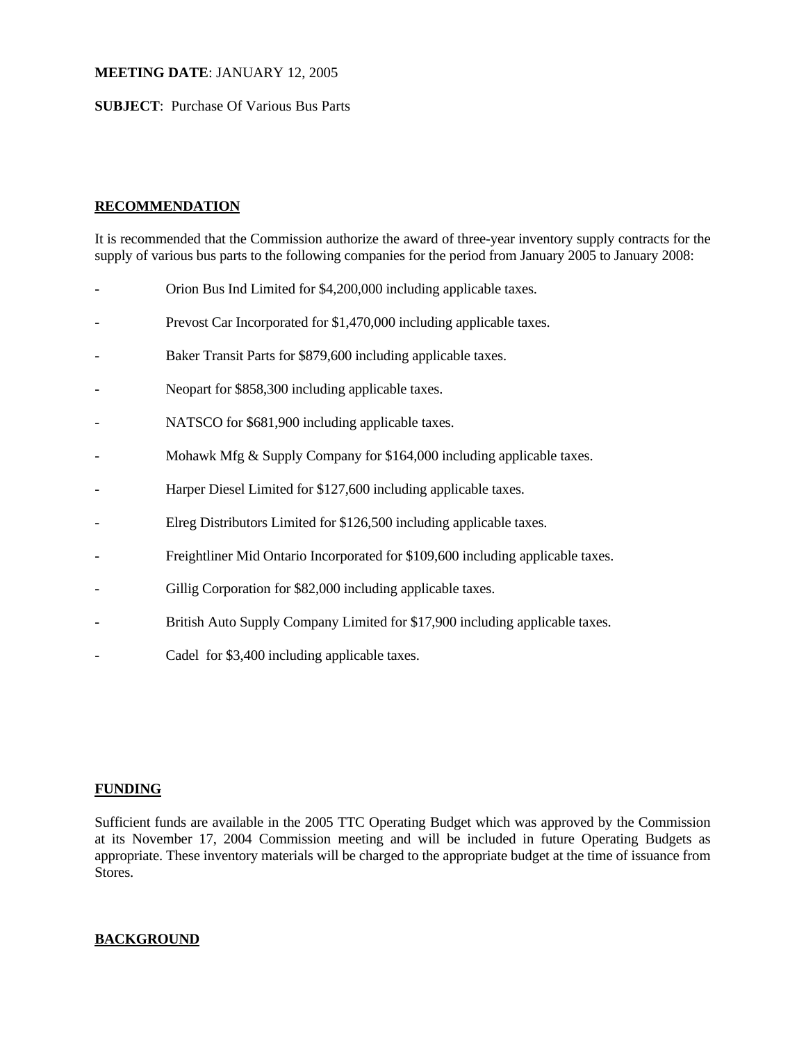**MEETING DATE**: JANUARY 12, 2005

**SUBJECT**: Purchase Of Various Bus Parts

## RECOMMENDATION

It is recommended that the Commission authorize the award of three-year inventory supply contracts for the supply of various bus parts to the following companies for the period from January 2005 to January 2008:

- Orion Bus Ind Limited for $4,200,000 including applicable taxes.
- Prevost Car Incorporated for $1,470,000 including applicable taxes.
- Baker Transit Parts for $879,600 including applicable taxes.
- Neopart for $858,300 including applicable taxes.
- NATSCO for $681,900 including applicable taxes.
- Mohawk Mfg & Supply Company for $164,000 including applicable taxes.
- Harper Diesel Limited for $127,600 including applicable taxes.
- Elreg Distributors Limited for $126,500 including applicable taxes.
- Freightliner Mid Ontario Incorporated for $109,600 including applicable taxes.
- Gillig Corporation for $82,000 including applicable taxes.
- British Auto Supply Company Limited for $17,900 including applicable taxes.
- Cadel for $3,400 including applicable taxes.

## FUNDING

Sufficient funds are available in the 2005 TTC Operating Budget which was approved by the Commission at its November 17, 2004 Commission meeting and will be included in future Operating Budgets as appropriate. These inventory materials will be charged to the appropriate budget at the time of issuance from Stores.

## BACKGROUND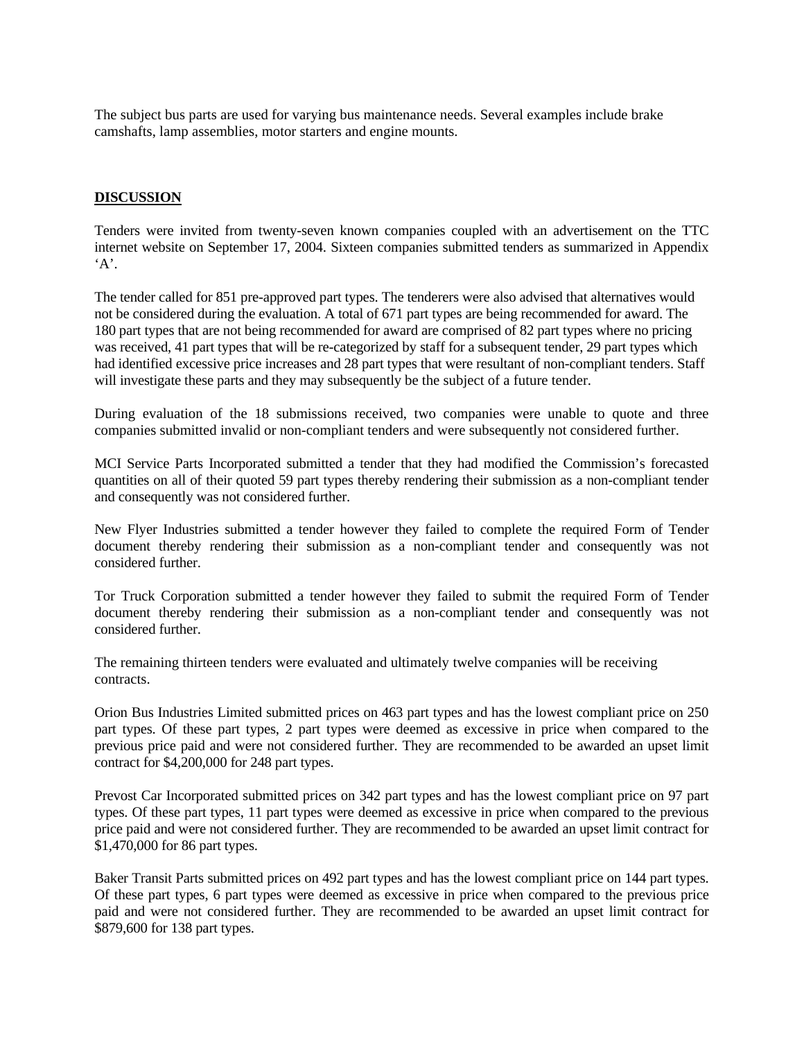The subject bus parts are used for varying bus maintenance needs. Several examples include brake camshafts, lamp assemblies, motor starters and engine mounts.

## DISCUSSION

Tenders were invited from twenty-seven known companies coupled with an advertisement on the TTC internet website on September 17, 2004. Sixteen companies submitted tenders as summarized in Appendix 'A'.

The tender called for 851 pre-approved part types. The tenderers were also advised that alternatives would not be considered during the evaluation. A total of 671 part types are being recommended for award. The 180 part types that are not being recommended for award are comprised of 82 part types where no pricing was received, 41 part types that will be re-categorized by staff for a subsequent tender, 29 part types which had identified excessive price increases and 28 part types that were resultant of non-compliant tenders. Staff will investigate these parts and they may subsequently be the subject of a future tender.

During evaluation of the 18 submissions received, two companies were unable to quote and three companies submitted invalid or non-compliant tenders and were subsequently not considered further.

MCI Service Parts Incorporated submitted a tender that they had modified the Commission's forecasted quantities on all of their quoted 59 part types thereby rendering their submission as a non-compliant tender and consequently was not considered further.

New Flyer Industries submitted a tender however they failed to complete the required Form of Tender document thereby rendering their submission as a non-compliant tender and consequently was not considered further.

Tor Truck Corporation submitted a tender however they failed to submit the required Form of Tender document thereby rendering their submission as a non-compliant tender and consequently was not considered further.

The remaining thirteen tenders were evaluated and ultimately twelve companies will be receiving contracts.

Orion Bus Industries Limited submitted prices on 463 part types and has the lowest compliant price on 250 part types. Of these part types, 2 part types were deemed as excessive in price when compared to the previous price paid and were not considered further. They are recommended to be awarded an upset limit contract for $4,200,000 for 248 part types.

Prevost Car Incorporated submitted prices on 342 part types and has the lowest compliant price on 97 part types. Of these part types, 11 part types were deemed as excessive in price when compared to the previous price paid and were not considered further. They are recommended to be awarded an upset limit contract for $1,470,000 for 86 part types.

Baker Transit Parts submitted prices on 492 part types and has the lowest compliant price on 144 part types. Of these part types, 6 part types were deemed as excessive in price when compared to the previous price paid and were not considered further. They are recommended to be awarded an upset limit contract for $879,600 for 138 part types.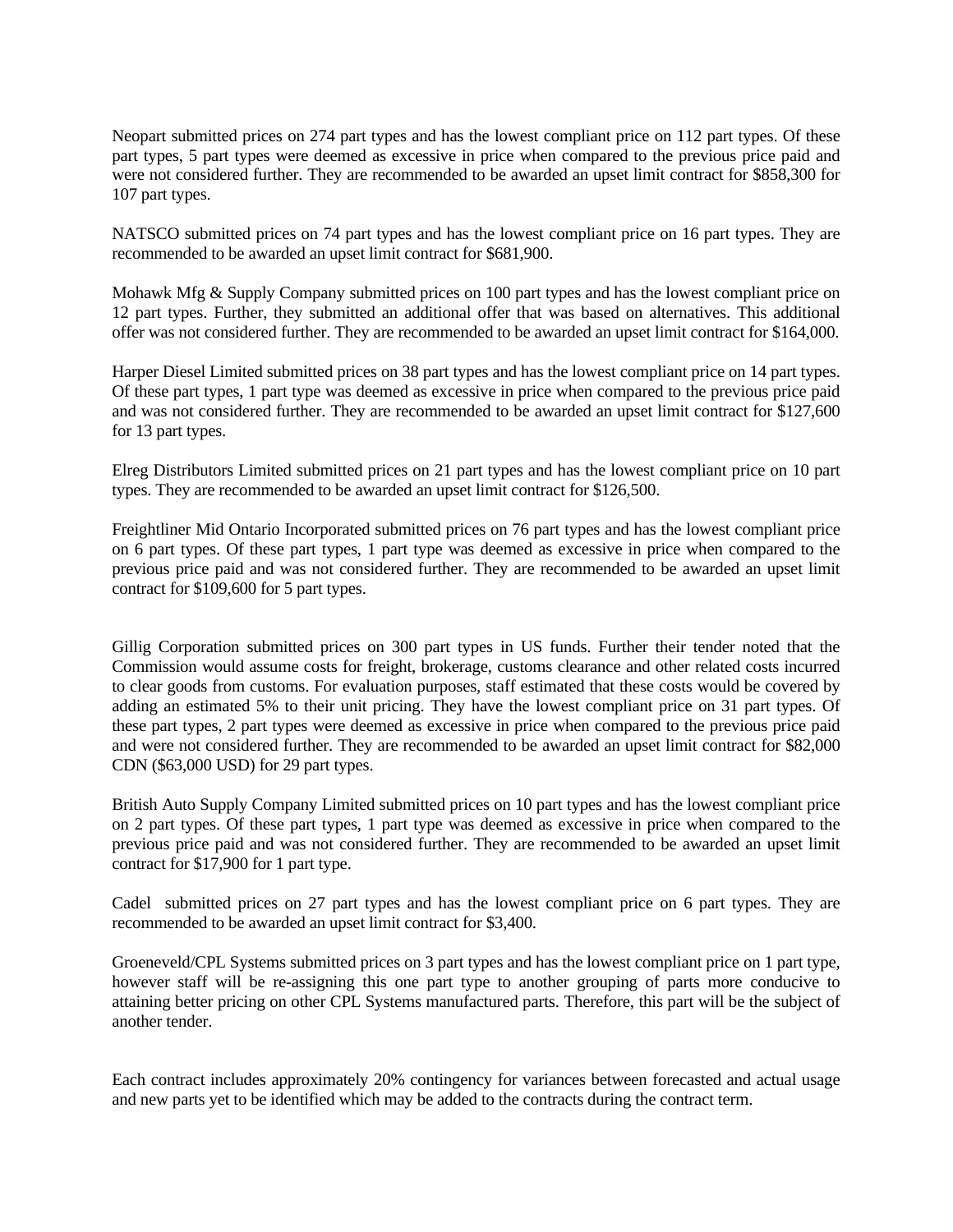Neopart submitted prices on 274 part types and has the lowest compliant price on 112 part types. Of these part types, 5 part types were deemed as excessive in price when compared to the previous price paid and were not considered further. They are recommended to be awarded an upset limit contract for $858,300 for 107 part types.

NATSCO submitted prices on 74 part types and has the lowest compliant price on 16 part types. They are recommended to be awarded an upset limit contract for $681,900.

Mohawk Mfg & Supply Company submitted prices on 100 part types and has the lowest compliant price on 12 part types. Further, they submitted an additional offer that was based on alternatives. This additional offer was not considered further. They are recommended to be awarded an upset limit contract for $164,000.

Harper Diesel Limited submitted prices on 38 part types and has the lowest compliant price on 14 part types. Of these part types, 1 part type was deemed as excessive in price when compared to the previous price paid and was not considered further. They are recommended to be awarded an upset limit contract for $127,600 for 13 part types.

Elreg Distributors Limited submitted prices on 21 part types and has the lowest compliant price on 10 part types. They are recommended to be awarded an upset limit contract for $126,500.

Freightliner Mid Ontario Incorporated submitted prices on 76 part types and has the lowest compliant price on 6 part types. Of these part types, 1 part type was deemed as excessive in price when compared to the previous price paid and was not considered further. They are recommended to be awarded an upset limit contract for $109,600 for 5 part types.

Gillig Corporation submitted prices on 300 part types in US funds. Further their tender noted that the Commission would assume costs for freight, brokerage, customs clearance and other related costs incurred to clear goods from customs. For evaluation purposes, staff estimated that these costs would be covered by adding an estimated 5% to their unit pricing. They have the lowest compliant price on 31 part types. Of these part types, 2 part types were deemed as excessive in price when compared to the previous price paid and were not considered further. They are recommended to be awarded an upset limit contract for $82,000 CDN ($63,000 USD) for 29 part types.

British Auto Supply Company Limited submitted prices on 10 part types and has the lowest compliant price on 2 part types. Of these part types, 1 part type was deemed as excessive in price when compared to the previous price paid and was not considered further. They are recommended to be awarded an upset limit contract for $17,900 for 1 part type.

Cadel submitted prices on 27 part types and has the lowest compliant price on 6 part types. They are recommended to be awarded an upset limit contract for $3,400.

Groeneveld/CPL Systems submitted prices on 3 part types and has the lowest compliant price on 1 part type, however staff will be re-assigning this one part type to another grouping of parts more conducive to attaining better pricing on other CPL Systems manufactured parts. Therefore, this part will be the subject of another tender.

Each contract includes approximately 20% contingency for variances between forecasted and actual usage and new parts yet to be identified which may be added to the contracts during the contract term.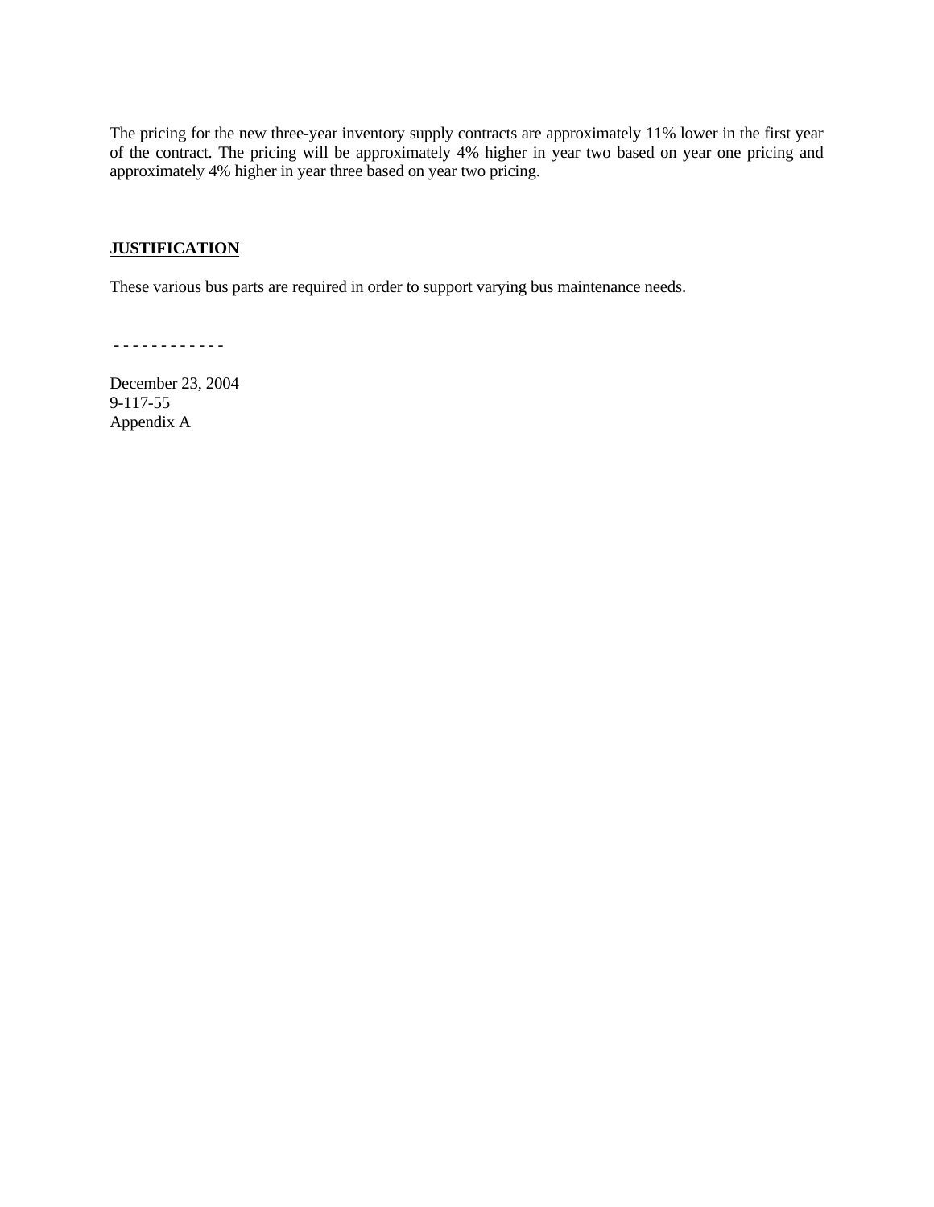The pricing for the new three-year inventory supply contracts are approximately 11% lower in the first year of the contract. The pricing will be approximately 4% higher in year two based on year one pricing and approximately 4% higher in year three based on year two pricing.

**JUSTIFICATION**

These various bus parts are required in order to support varying bus maintenance needs.

\- - - - - - - - - - - -

December 23, 2004  
9-117-55  
Appendix A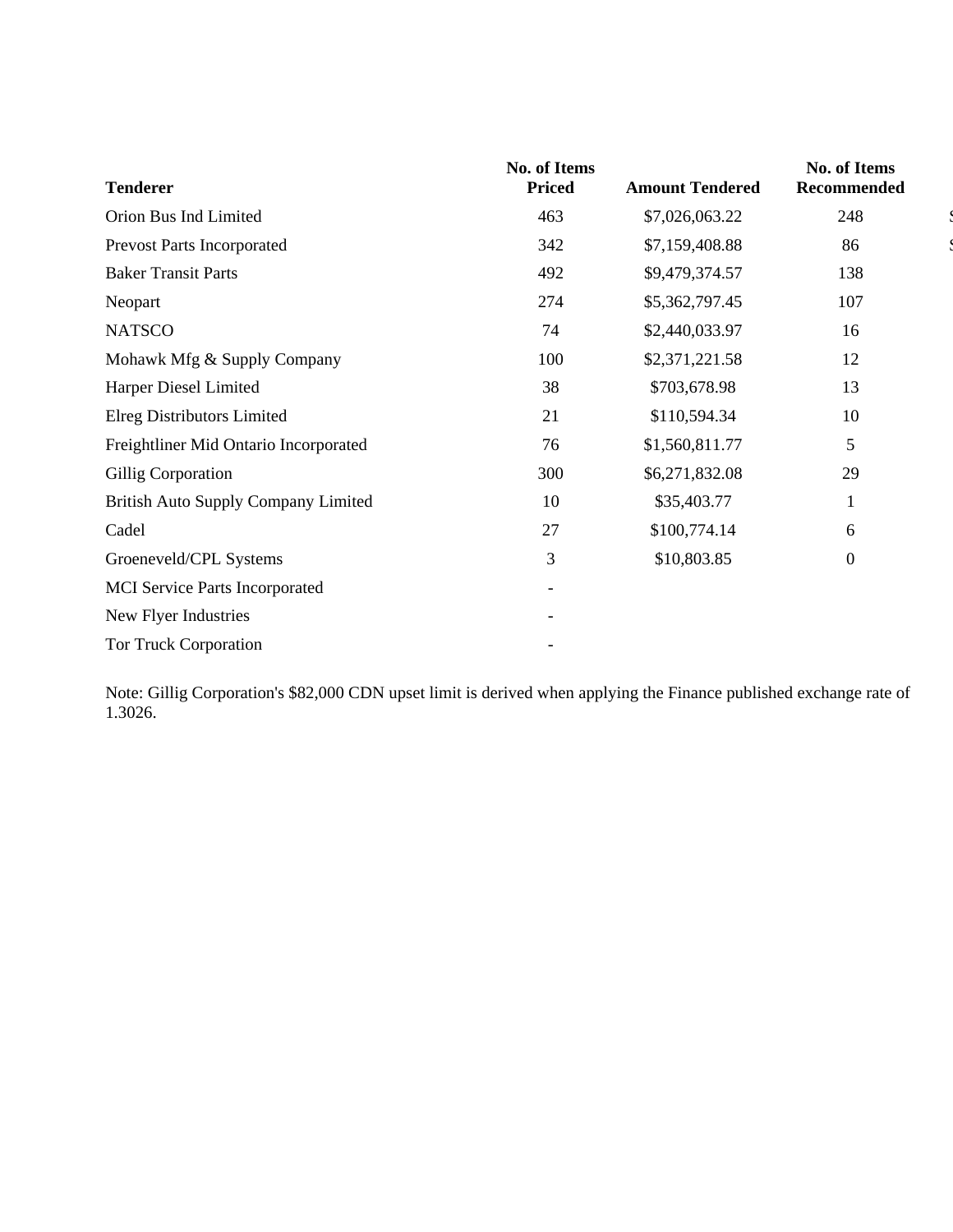| Tenderer | No. of Items Priced | Amount Tendered | No. of Items Recommended |
|---|---|---|---|
| Orion Bus Ind Limited | 463 | $7,026,063.22 | 248 |
| Prevost Parts Incorporated | 342 | $7,159,408.88 | 86 |
| Baker Transit Parts | 492 | $9,479,374.57 | 138 |
| Neopart | 274 | $5,362,797.45 | 107 |
| NATSCO | 74 | $2,440,033.97 | 16 |
| Mohawk Mfg & Supply Company | 100 | $2,371,221.58 | 12 |
| Harper Diesel Limited | 38 | $703,678.98 | 13 |
| Elreg Distributors Limited | 21 | $110,594.34 | 10 |
| Freightliner Mid Ontario Incorporated | 76 | $1,560,811.77 | 5 |
| Gillig Corporation | 300 | $6,271,832.08 | 29 |
| British Auto Supply Company Limited | 10 | $35,403.77 | 1 |
| Cadel | 27 | $100,774.14 | 6 |
| Groeneveld/CPL Systems | 3 | $10,803.85 | 0 |
| MCI Service Parts Incorporated | - | | |
| New Flyer Industries | - | | |
| Tor Truck Corporation | - | | |

Note: Gillig Corporation's $82,000 CDN upset limit is derived when applying the Finance published exchange rate of 1.3026.